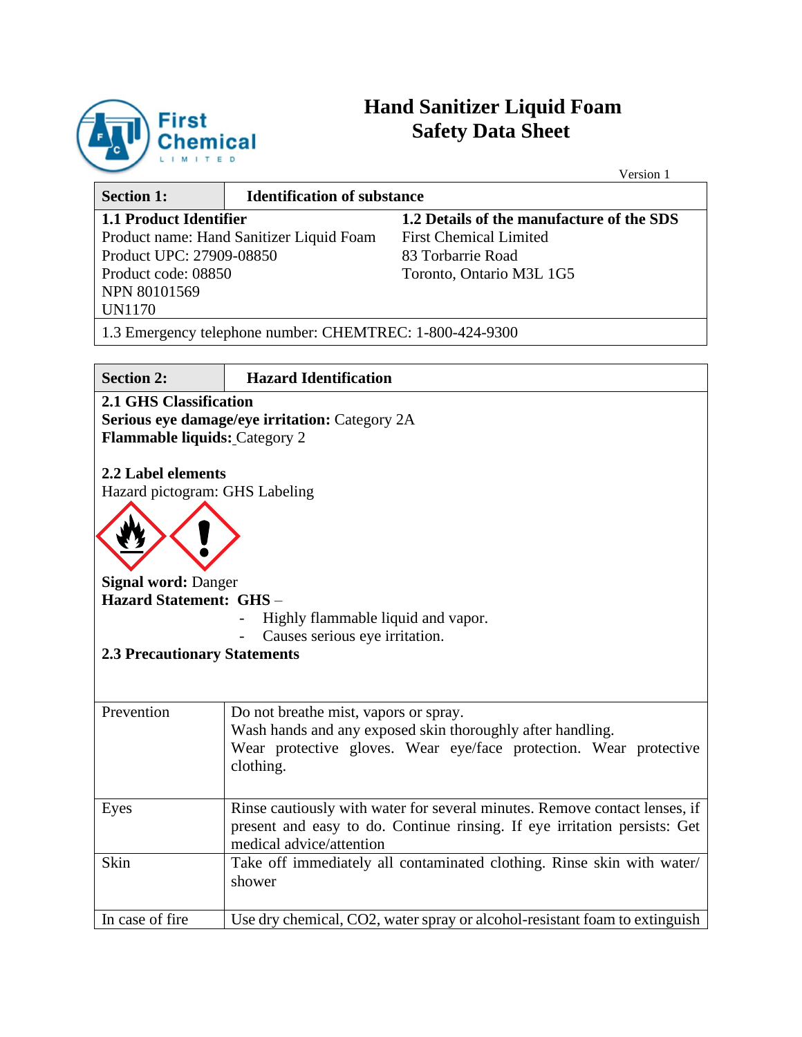# Hand Sanitizer Liquid Foam Safety Data Sheet

Version 1

| **Section 1:** | **Identification of substance** |
|---|---|

**1.1 Product Identifier**
Product name: Hand Sanitizer Liquid Foam
Product UPC: 27909-08850
Product code: 08850
NPN 80101569
UN1170

**1.2 Details of the manufacture of the SDS**
First Chemical Limited
83 Torbarrie Road
Toronto, Ontario M3L 1G5

1.3 Emergency telephone number: CHEMTREC: 1-800-424-9300

| **Section 2:** | **Hazard Identification** |
|---|---|

**2.1 GHS Classification**
**Serious eye damage/eye irritation:** Category 2A
**Flammable liquids:** Category 2

**2.2 Label elements**
Hazard pictogram: GHS Labeling

**Signal word:** Danger
**Hazard Statement: GHS** –

- Highly flammable liquid and vapor.
- Causes serious eye irritation.

**2.3 Precautionary Statements**

| | |
|---|---|
| Prevention | Do not breathe mist, vapors or spray.<br>Wash hands and any exposed skin thoroughly after handling.<br>Wear protective gloves. Wear eye/face protection. Wear protective clothing. |
| Eyes | Rinse cautiously with water for several minutes. Remove contact lenses, if present and easy to do. Continue rinsing. If eye irritation persists: Get medical advice/attention |
| Skin | Take off immediately all contaminated clothing. Rinse skin with water/ shower |
| In case of fire | Use dry chemical, $CO_2$, water spray or alcohol-resistant foam to extinguish |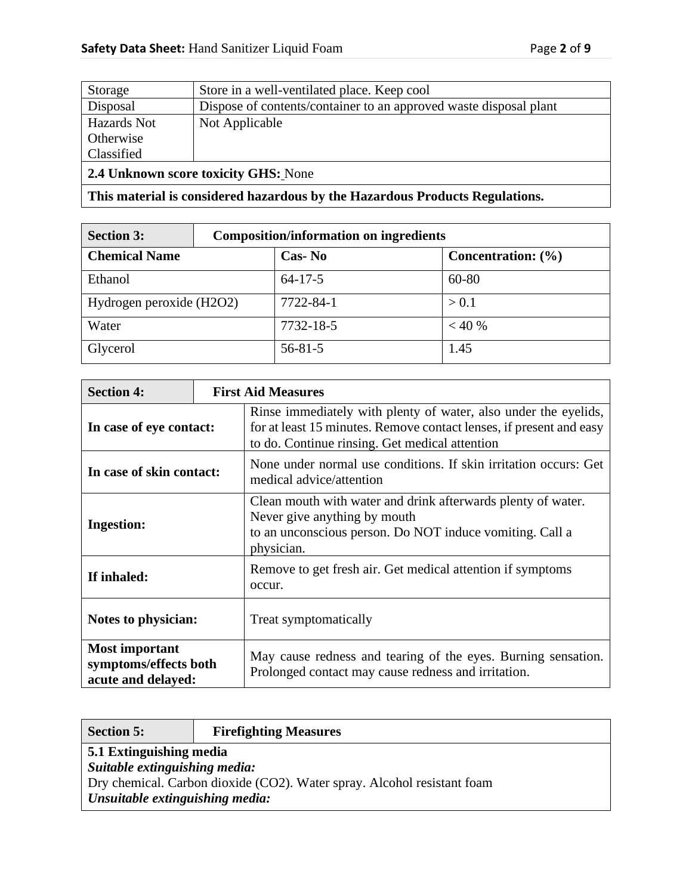| | |
|---|---|
| Storage | Store in a well-ventilated place. Keep cool |
| Disposal | Dispose of contents/container to an approved waste disposal plant |
| Hazards Not Otherwise Classified | Not Applicable |

**2.4 Unknown score toxicity GHS:** None

**This material is considered hazardous by the Hazardous Products Regulations.**

| **Section 3:** Composition/information on ingredients | | |
|---|---|---|
| **Chemical Name** | **Cas- No** | **Concentration: (%)** |
| Ethanol | 64-17-5 | 60-80 |
| Hydrogen peroxide ($H_2O_2$) | 7722-84-1 | > 0.1 |
| Water | 7732-18-5 | < 40 % |
| Glycerol | 56-81-5 | 1.45 |

| **Section 4:** | **First Aid Measures** |
|---|---|
| **In case of eye contact:** | Rinse immediately with plenty of water, also under the eyelids, for at least 15 minutes. Remove contact lenses, if present and easy to do. Continue rinsing. Get medical attention |
| **In case of skin contact:** | None under normal use conditions. If skin irritation occurs: Get medical advice/attention |
| **Ingestion:** | Clean mouth with water and drink afterwards plenty of water. Never give anything by mouth to an unconscious person. Do NOT induce vomiting. Call a physician. |
| **If inhaled:** | Remove to get fresh air. Get medical attention if symptoms occur. |
| **Notes to physician:** | Treat symptomatically |
| **Most important symptoms/effects both acute and delayed:** | May cause redness and tearing of the eyes. Burning sensation. Prolonged contact may cause redness and irritation. |

## Section 5: Firefighting Measures

**5.1 Extinguishing media**

***Suitable extinguishing media:***

Dry chemical. Carbon dioxide ($CO_2$). Water spray. Alcohol resistant foam

***Unsuitable extinguishing media:***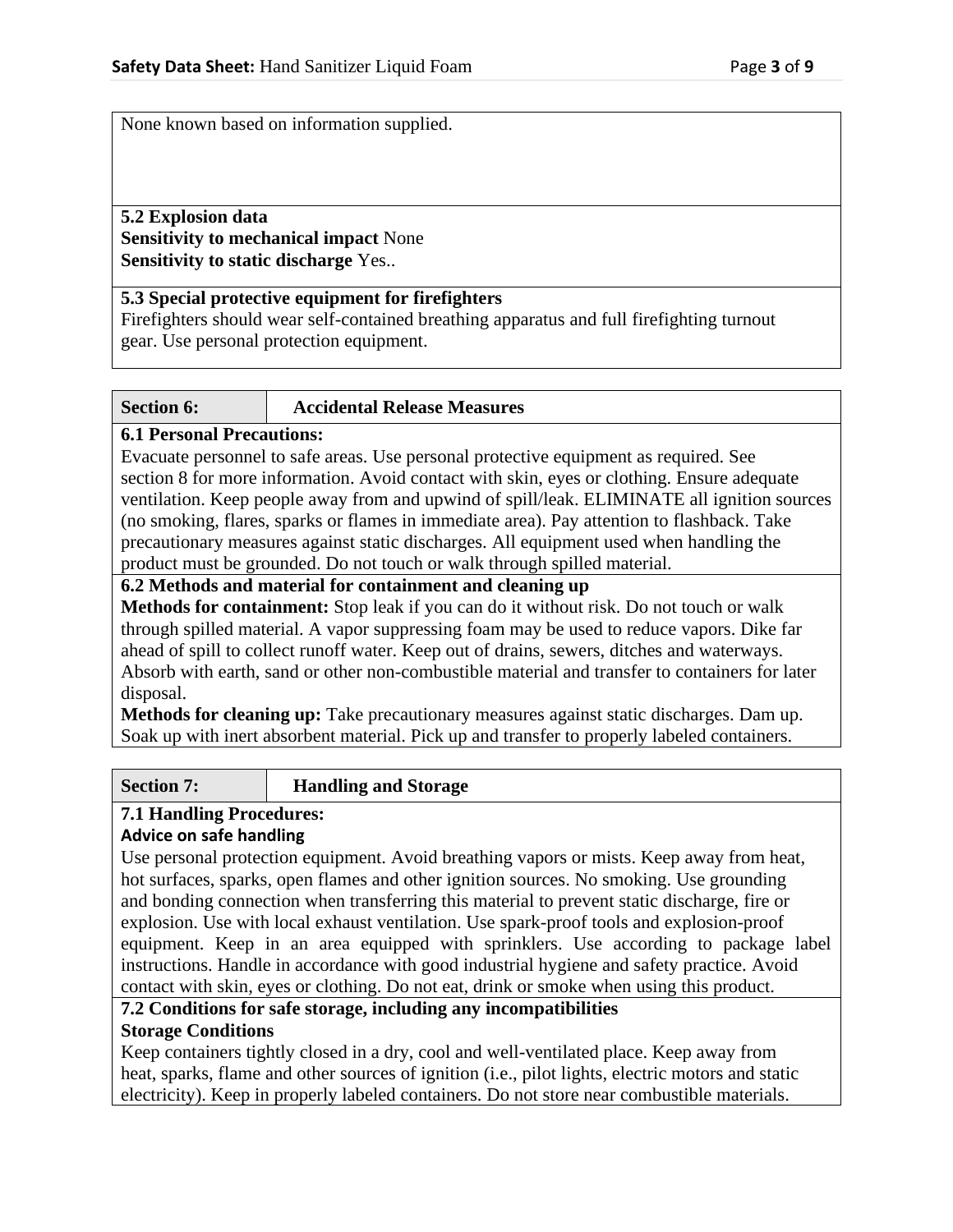None known based on information supplied.

**5.2 Explosion data**
**Sensitivity to mechanical impact** None
**Sensitivity to static discharge** Yes..

**5.3 Special protective equipment for firefighters**
Firefighters should wear self-contained breathing apparatus and full firefighting turnout gear. Use personal protection equipment.

| **Section 6:** | **Accidental Release Measures** |
|---|---|

**6.1 Personal Precautions:**
Evacuate personnel to safe areas. Use personal protective equipment as required. See section 8 for more information. Avoid contact with skin, eyes or clothing. Ensure adequate ventilation. Keep people away from and upwind of spill/leak. ELIMINATE all ignition sources (no smoking, flares, sparks or flames in immediate area). Pay attention to flashback. Take precautionary measures against static discharges. All equipment used when handling the product must be grounded. Do not touch or walk through spilled material.

**6.2 Methods and material for containment and cleaning up**
**Methods for containment:** Stop leak if you can do it without risk. Do not touch or walk through spilled material. A vapor suppressing foam may be used to reduce vapors. Dike far ahead of spill to collect runoff water. Keep out of drains, sewers, ditches and waterways. Absorb with earth, sand or other non-combustible material and transfer to containers for later disposal.
**Methods for cleaning up:** Take precautionary measures against static discharges. Dam up. Soak up with inert absorbent material. Pick up and transfer to properly labeled containers.

| **Section 7:** | **Handling and Storage** |
|---|---|

**7.1 Handling Procedures:**
**Advice on safe handling**
Use personal protection equipment. Avoid breathing vapors or mists. Keep away from heat, hot surfaces, sparks, open flames and other ignition sources. No smoking. Use grounding and bonding connection when transferring this material to prevent static discharge, fire or explosion. Use with local exhaust ventilation. Use spark-proof tools and explosion-proof equipment. Keep in an area equipped with sprinklers. Use according to package label instructions. Handle in accordance with good industrial hygiene and safety practice. Avoid contact with skin, eyes or clothing. Do not eat, drink or smoke when using this product.

**7.2 Conditions for safe storage, including any incompatibilities**
**Storage Conditions**
Keep containers tightly closed in a dry, cool and well-ventilated place. Keep away from heat, sparks, flame and other sources of ignition (i.e., pilot lights, electric motors and static electricity). Keep in properly labeled containers. Do not store near combustible materials.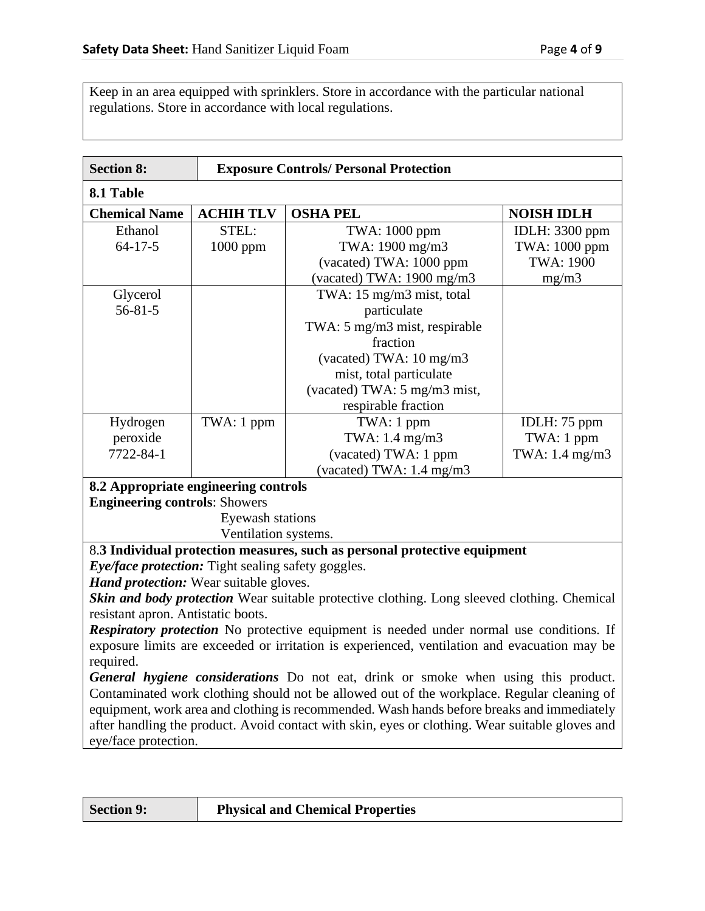Keep in an area equipped with sprinklers. Store in accordance with the particular national regulations. Store in accordance with local regulations.

## Section 8: Exposure Controls/ Personal Protection

### 8.1 Table

| Chemical Name | ACHIH TLV | OSHA PEL | NOISH IDLH |
|---|---|---|---|
| Ethanol 64-17-5 | STEL: 1000 ppm | TWA: 1000 ppm<br>TWA: 1900 mg/m3<br>(vacated) TWA: 1000 ppm<br>(vacated) TWA: 1900 mg/m3 | IDLH: 3300 ppm<br>TWA: 1000 ppm<br>TWA: 1900 mg/m3 |
| Glycerol 56-81-5 | | TWA: 15 mg/m3 mist, total particulate<br>TWA: 5 mg/m3 mist, respirable fraction<br>(vacated) TWA: 10 mg/m3 mist, total particulate<br>(vacated) TWA: 5 mg/m3 mist, respirable fraction | |
| Hydrogen peroxide 7722-84-1 | TWA: 1 ppm | TWA: 1 ppm<br>TWA: 1.4 mg/m3<br>(vacated) TWA: 1 ppm<br>(vacated) TWA: 1.4 mg/m3 | IDLH: 75 ppm<br>TWA: 1 ppm<br>TWA: 1.4 mg/m3 |

### 8.2 Appropriate engineering controls

**Engineering controls**: Showers
Eyewash stations
Ventilation systems.

### 8.3 Individual protection measures, such as personal protective equipment

***Eye/face protection:*** Tight sealing safety goggles.

***Hand protection:*** Wear suitable gloves.

***Skin and body protection*** Wear suitable protective clothing. Long sleeved clothing. Chemical resistant apron. Antistatic boots.

***Respiratory protection*** No protective equipment is needed under normal use conditions. If exposure limits are exceeded or irritation is experienced, ventilation and evacuation may be required.

***General hygiene considerations*** Do not eat, drink or smoke when using this product. Contaminated work clothing should not be allowed out of the workplace. Regular cleaning of equipment, work area and clothing is recommended. Wash hands before breaks and immediately after handling the product. Avoid contact with skin, eyes or clothing. Wear suitable gloves and eye/face protection.

## Section 9: Physical and Chemical Properties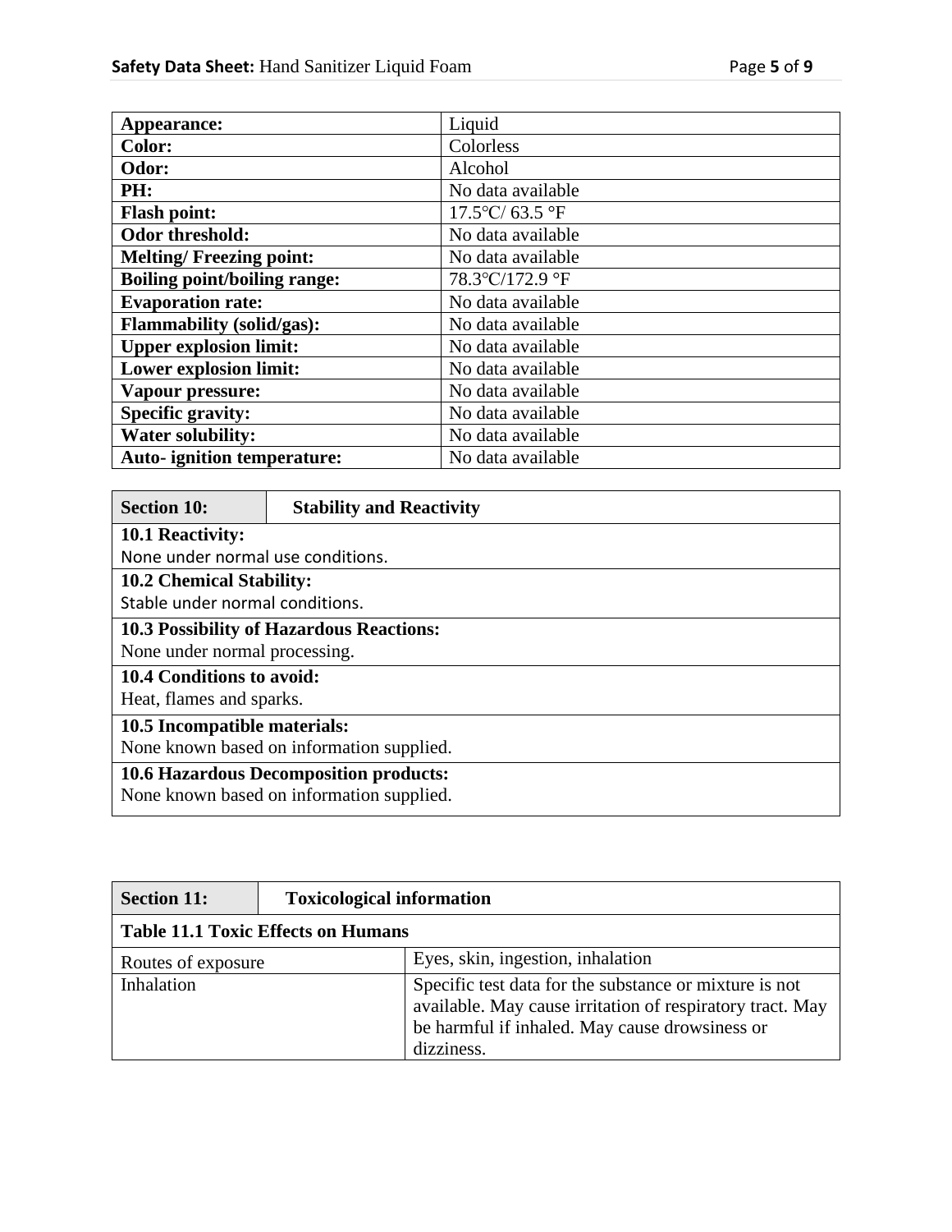| **Appearance:** | Liquid |
|---|---|
| **Color:** | Colorless |
| **Odor:** | Alcohol |
| **PH:** | No data available |
| **Flash point:** | 17.5℃/ 63.5 °F |
| **Odor threshold:** | No data available |
| **Melting/ Freezing point:** | No data available |
| **Boiling point/boiling range:** | 78.3℃/172.9 °F |
| **Evaporation rate:** | No data available |
| **Flammability (solid/gas):** | No data available |
| **Upper explosion limit:** | No data available |
| **Lower explosion limit:** | No data available |
| **Vapour pressure:** | No data available |
| **Specific gravity:** | No data available |
| **Water solubility:** | No data available |
| **Auto- ignition temperature:** | No data available |

## Section 10: Stability and Reactivity

**10.1 Reactivity:**
None under normal use conditions.

**10.2 Chemical Stability:**
Stable under normal conditions.

**10.3 Possibility of Hazardous Reactions:**
None under normal processing.

**10.4 Conditions to avoid:**
Heat, flames and sparks.

**10.5 Incompatible materials:**
None known based on information supplied.

**10.6 Hazardous Decomposition products:**
None known based on information supplied.

## Section 11: Toxicological information

**Table 11.1 Toxic Effects on Humans**

| Routes of exposure | Eyes, skin, ingestion, inhalation |
|---|---|
| Inhalation | Specific test data for the substance or mixture is not available. May cause irritation of respiratory tract. May be harmful if inhaled. May cause drowsiness or dizziness. |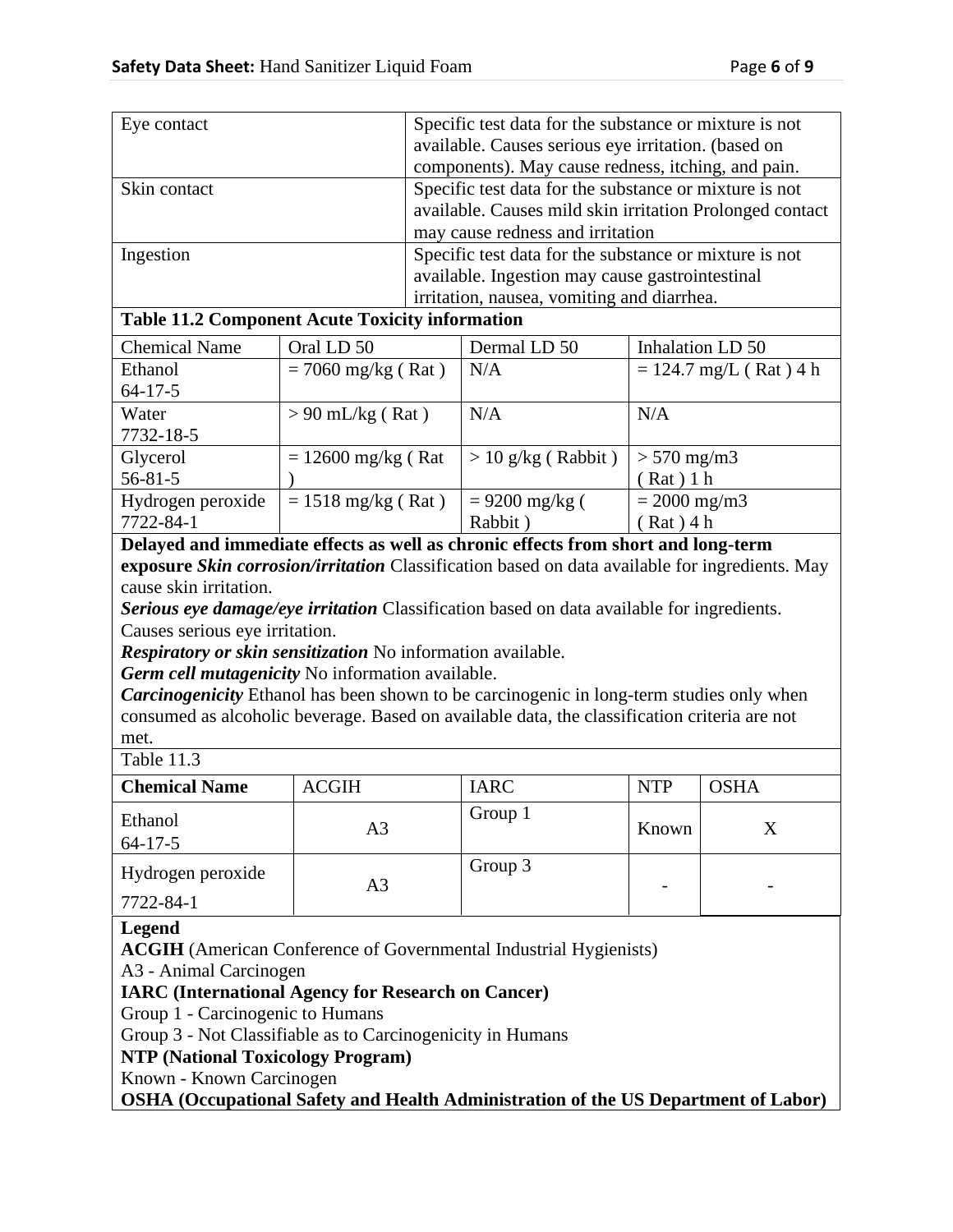| | |
|---|---|
| Eye contact | Specific test data for the substance or mixture is not available. Causes serious eye irritation. (based on components). May cause redness, itching, and pain. |
| Skin contact | Specific test data for the substance or mixture is not available. Causes mild skin irritation Prolonged contact may cause redness and irritation |
| Ingestion | Specific test data for the substance or mixture is not available. Ingestion may cause gastrointestinal irritation, nausea, vomiting and diarrhea. |

**Table 11.2 Component Acute Toxicity information**

| Chemical Name | Oral LD 50 | Dermal LD 50 | Inhalation LD 50 |
|---|---|---|---|
| Ethanol 64-17-5 | = 7060 mg/kg ( Rat ) | N/A | = 124.7 mg/L ( Rat ) 4 h |
| Water 7732-18-5 | > 90 mL/kg ( Rat ) | N/A | N/A |
| Glycerol 56-81-5 | = 12600 mg/kg ( Rat ) | > 10 g/kg ( Rabbit ) | > 570 mg/m3 ( Rat ) 1 h |
| Hydrogen peroxide 7722-84-1 | = 1518 mg/kg ( Rat ) | = 9200 mg/kg ( Rabbit ) | = 2000 mg/m3 ( Rat ) 4 h |

**Delayed and immediate effects as well as chronic effects from short and long-term exposure** ***Skin corrosion/irritation*** Classification based on data available for ingredients. May cause skin irritation.

***Serious eye damage/eye irritation*** Classification based on data available for ingredients. Causes serious eye irritation.

***Respiratory or skin sensitization*** No information available.

***Germ cell mutagenicity*** No information available.

***Carcinogenicity*** Ethanol has been shown to be carcinogenic in long-term studies only when consumed as alcoholic beverage. Based on available data, the classification criteria are not met.

Table 11.3

| **Chemical Name** | ACGIH | IARC | NTP | OSHA |
|---|---|---|---|---|
| Ethanol 64-17-5 | A3 | Group 1 | Known | X |
| Hydrogen peroxide 7722-84-1 | A3 | Group 3 | - | - |

**Legend**

**ACGIH** (American Conference of Governmental Industrial Hygienists)
A3 - Animal Carcinogen

**IARC (International Agency for Research on Cancer)**
Group 1 - Carcinogenic to Humans
Group 3 - Not Classifiable as to Carcinogenicity in Humans

**NTP (National Toxicology Program)**
Known - Known Carcinogen

**OSHA (Occupational Safety and Health Administration of the US Department of Labor)**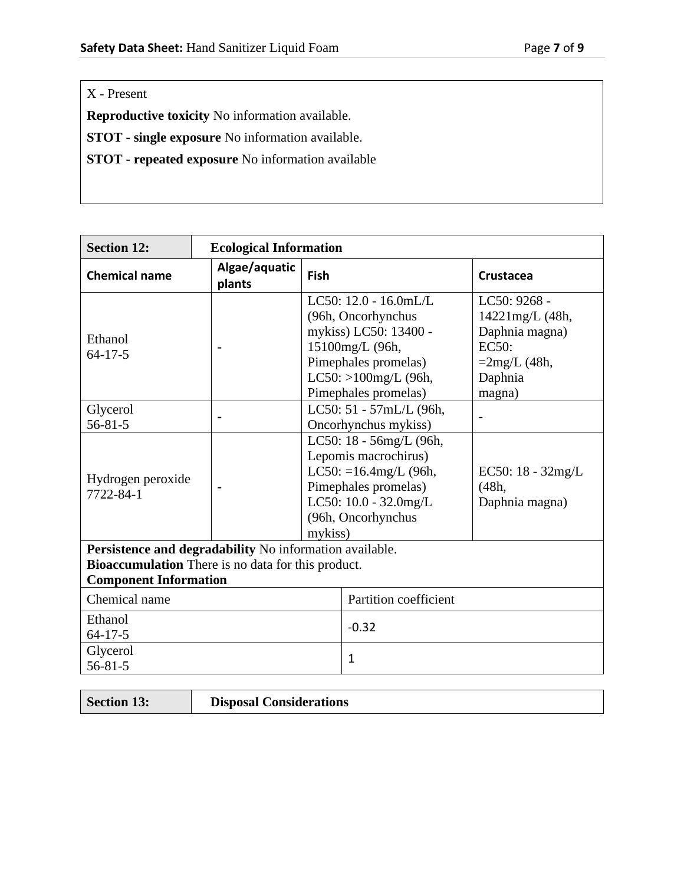X - Present

**Reproductive toxicity** No information available.

**STOT - single exposure** No information available.

**STOT - repeated exposure** No information available

## Section 12: Ecological Information

| Chemical name | Algae/aquatic plants | Fish | Crustacea |
|---|---|---|---|
| Ethanol 64-17-5 | - | LC50: 12.0 - 16.0mL/L (96h, Oncorhynchus mykiss) LC50: 13400 - 15100mg/L (96h, Pimephales promelas) LC50: >100mg/L (96h, Pimephales promelas) | LC50: 9268 - 14221mg/L (48h, Daphnia magna) EC50: =2mg/L (48h, Daphnia magna) |
| Glycerol 56-81-5 | - | LC50: 51 - 57mL/L (96h, Oncorhynchus mykiss) | - |
| Hydrogen peroxide 7722-84-1 | - | LC50: 18 - 56mg/L (96h, Lepomis macrochirus) LC50: =16.4mg/L (96h, Pimephales promelas) LC50: 10.0 - 32.0mg/L (96h, Oncorhynchus mykiss) | EC50: 18 - 32mg/L (48h, Daphnia magna) |

**Persistence and degradability** No information available.
**Bioaccumulation** There is no data for this product.
**Component Information**

| Chemical name | Partition coefficient |
|---|---|
| Ethanol 64-17-5 | -0.32 |
| Glycerol 56-81-5 | 1 |

## Section 13: Disposal Considerations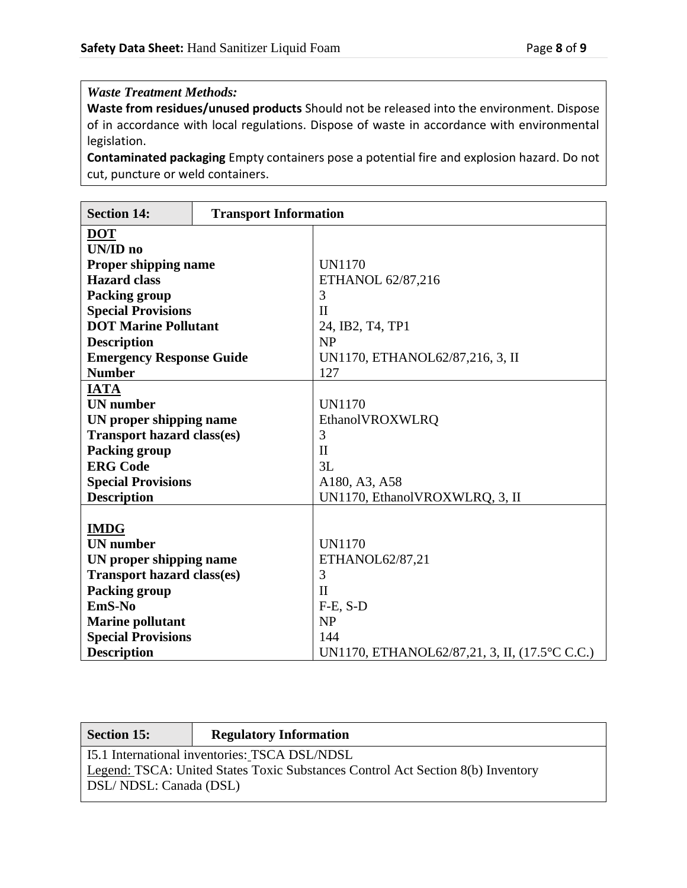*Waste Treatment Methods:*

**Waste from residues/unused products** Should not be released into the environment. Dispose of in accordance with local regulations. Dispose of waste in accordance with environmental legislation.

**Contaminated packaging** Empty containers pose a potential fire and explosion hazard. Do not cut, puncture or weld containers.

| **Section 14:** | **Transport Information** |
|---|---|
| **DOT** | |
| **UN/ID no** | |
| **Proper shipping name** | UN1170 |
| **Hazard class** | ETHANOL 62/87,216 |
| **Packing group** | 3 |
| **Special Provisions** | II |
| **DOT Marine Pollutant** | 24, IB2, T4, TP1 |
| **Description** | NP |
| **Emergency Response Guide** | UN1170, ETHANOL62/87,216, 3, II |
| **Number** | 127 |
| **IATA** | |
| **UN number** | UN1170 |
| **UN proper shipping name** | EthanolVROXWLRQ |
| **Transport hazard class(es)** | 3 |
| **Packing group** | II |
| **ERG Code** | 3L |
| **Special Provisions** | A180, A3, A58 |
| **Description** | UN1170, EthanolVROXWLRQ, 3, II |
| **IMDG** | |
| **UN number** | UN1170 |
| **UN proper shipping name** | ETHANOL62/87,21 |
| **Transport hazard class(es)** | 3 |
| **Packing group** | II |
| **EmS-No** | F-E, S-D |
| **Marine pollutant** | NP |
| **Special Provisions** | 144 |
| **Description** | UN1170, ETHANOL62/87,21, 3, II, (17.5°C C.C.) |

| **Section 15:** | **Regulatory Information** |
|---|---|

I5.1 International inventories: TSCA DSL/NDSL

Legend: TSCA: United States Toxic Substances Control Act Section 8(b) Inventory

DSL/ NDSL: Canada (DSL)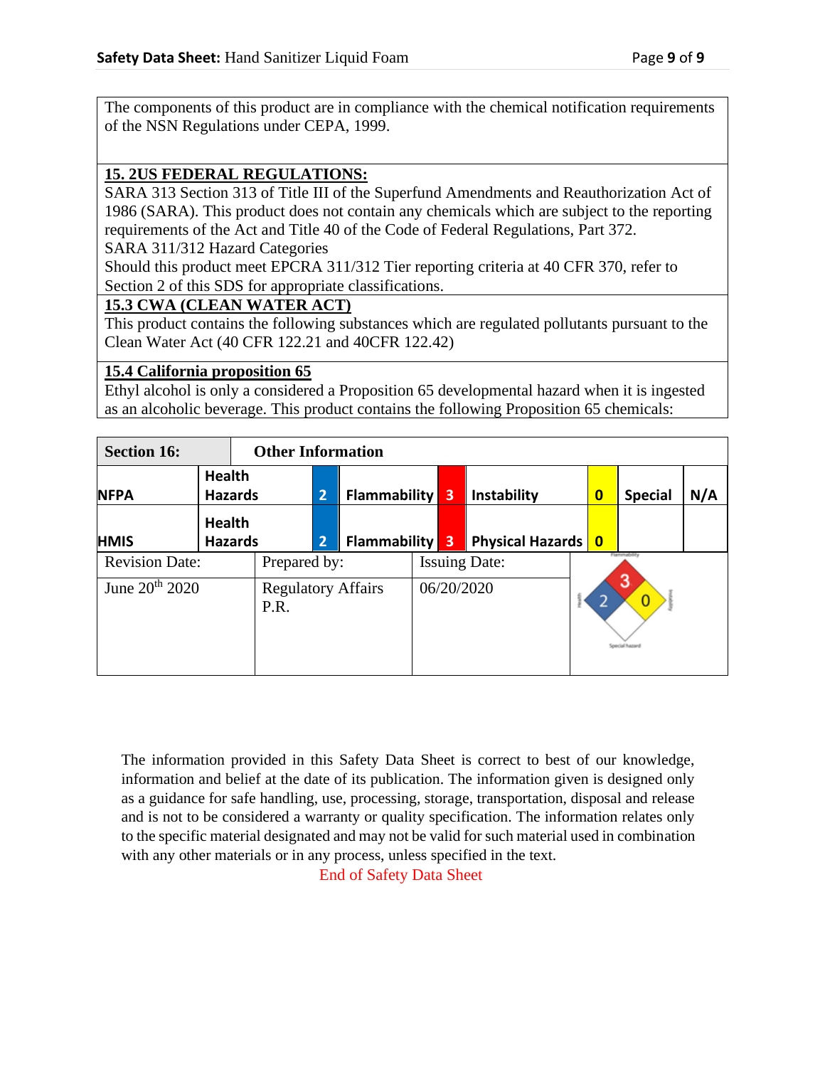The components of this product are in compliance with the chemical notification requirements of the NSN Regulations under CEPA, 1999.

**15. 2US FEDERAL REGULATIONS:**

SARA 313 Section 313 of Title III of the Superfund Amendments and Reauthorization Act of 1986 (SARA). This product does not contain any chemicals which are subject to the reporting requirements of the Act and Title 40 of the Code of Federal Regulations, Part 372.

SARA 311/312 Hazard Categories

Should this product meet EPCRA 311/312 Tier reporting criteria at 40 CFR 370, refer to Section 2 of this SDS for appropriate classifications.

**15.3 CWA (CLEAN WATER ACT)**

This product contains the following substances which are regulated pollutants pursuant to the Clean Water Act (40 CFR 122.21 and 40CFR 122.42)

**15.4 California proposition 65**

Ethyl alcohol is only a considered a Proposition 65 developmental hazard when it is ingested as an alcoholic beverage. This product contains the following Proposition 65 chemicals:

## Section 16: Other Information

| | | | | | | | | |
|---|---|---|---|---|---|---|---|---|
| **NFPA** | **Health Hazards** | **2** | **Flammability** | **3** | **Instability** | **0** | **Special** | **N/A** |
| **HMIS** | **Health Hazards** | **2** | **Flammability** | **3** | **Physical Hazards** | **0** | | |

| Revision Date: | Prepared by: | Issuing Date: |
|---|---|---|
| June 20th 2020 | Regulatory Affairs P.R. | 06/20/2020 |

The information provided in this Safety Data Sheet is correct to best of our knowledge, information and belief at the date of its publication. The information given is designed only as a guidance for safe handling, use, processing, storage, transportation, disposal and release and is not to be considered a warranty or quality specification. The information relates only to the specific material designated and may not be valid for such material used in combination with any other materials or in any process, unless specified in the text.

End of Safety Data Sheet